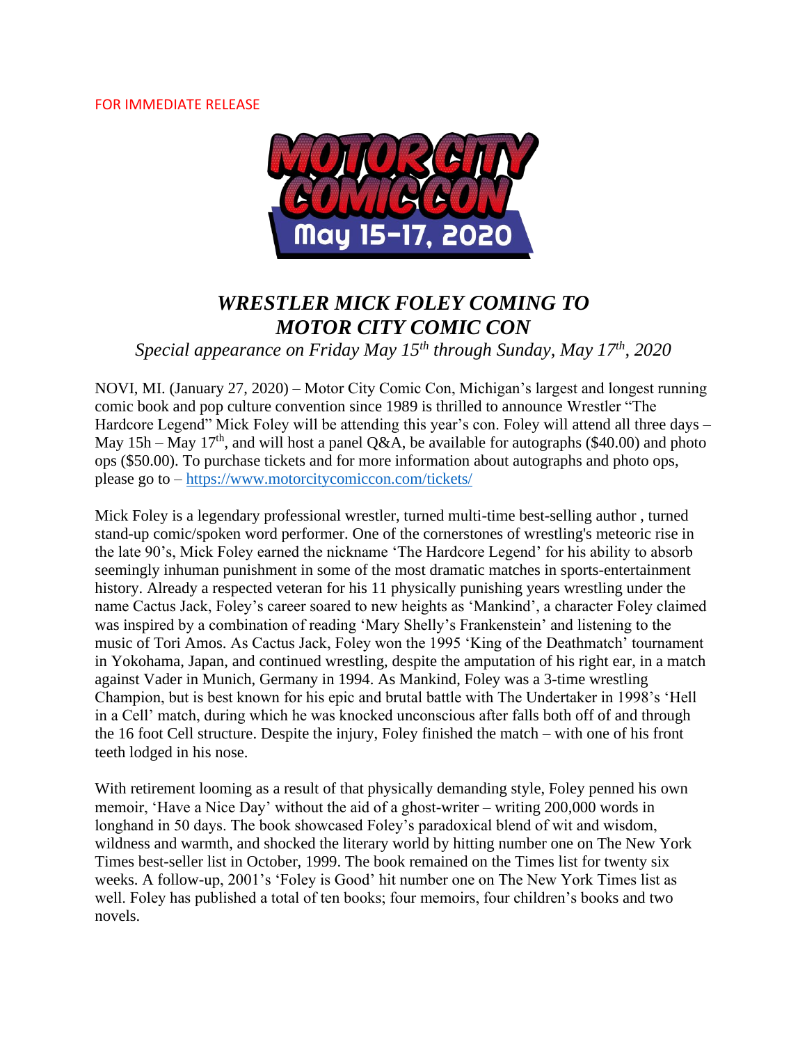FOR IMMEDIATE RELEASE

MOTOR CITY COMIC CON May 15-17, 2020

# *WRESTLER MICK FOLEY COMING TO MOTOR CITY COMIC CON*

*Special appearance on Friday May 15th through Sunday, May 17th, 2020*

NOVI, MI. (January 27, 2020) – Motor City Comic Con, Michigan's largest and longest running comic book and pop culture convention since 1989 is thrilled to announce Wrestler "The Hardcore Legend" Mick Foley will be attending this year's con. Foley will attend all three days – May 15h – May 17th, and will host a panel Q&A, be available for autographs ($40.00) and photo ops ($50.00). To purchase tickets and for more information about autographs and photo ops, please go to – https://www.motorcitycomiccon.com/tickets/

Mick Foley is a legendary professional wrestler, turned multi-time best-selling author , turned stand-up comic/spoken word performer. One of the cornerstones of wrestling's meteoric rise in the late 90's, Mick Foley earned the nickname 'The Hardcore Legend' for his ability to absorb seemingly inhuman punishment in some of the most dramatic matches in sports-entertainment history. Already a respected veteran for his 11 physically punishing years wrestling under the name Cactus Jack, Foley's career soared to new heights as 'Mankind', a character Foley claimed was inspired by a combination of reading 'Mary Shelly's Frankenstein' and listening to the music of Tori Amos. As Cactus Jack, Foley won the 1995 'King of the Deathmatch' tournament in Yokohama, Japan, and continued wrestling, despite the amputation of his right ear, in a match against Vader in Munich, Germany in 1994. As Mankind, Foley was a 3-time wrestling Champion, but is best known for his epic and brutal battle with The Undertaker in 1998's 'Hell in a Cell' match, during which he was knocked unconscious after falls both off of and through the 16 foot Cell structure. Despite the injury, Foley finished the match – with one of his front teeth lodged in his nose.

With retirement looming as a result of that physically demanding style, Foley penned his own memoir, 'Have a Nice Day' without the aid of a ghost-writer – writing 200,000 words in longhand in 50 days. The book showcased Foley's paradoxical blend of wit and wisdom, wildness and warmth, and shocked the literary world by hitting number one on The New York Times best-seller list in October, 1999. The book remained on the Times list for twenty six weeks. A follow-up, 2001's 'Foley is Good' hit number one on The New York Times list as well. Foley has published a total of ten books; four memoirs, four children's books and two novels.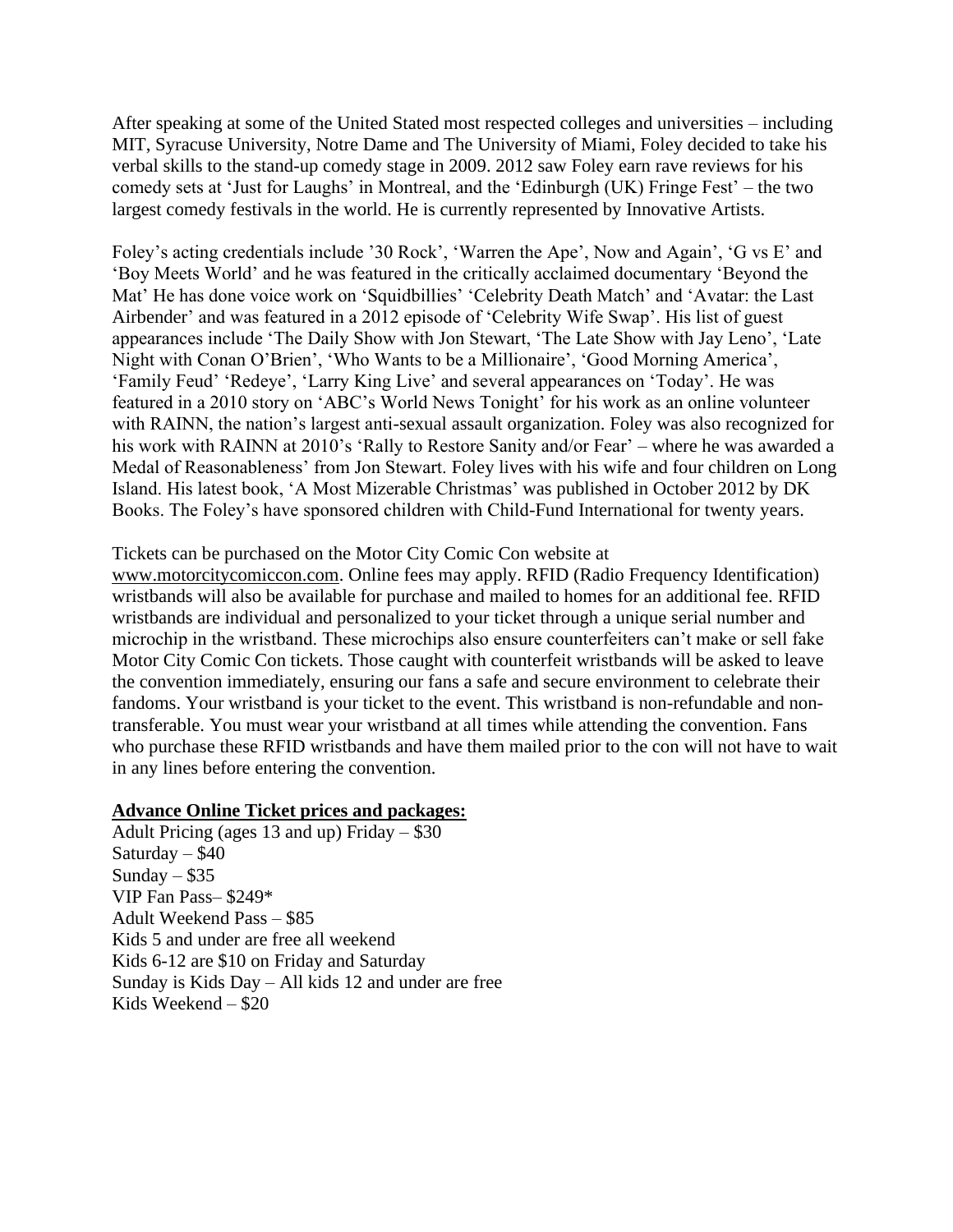After speaking at some of the United Stated most respected colleges and universities – including MIT, Syracuse University, Notre Dame and The University of Miami, Foley decided to take his verbal skills to the stand-up comedy stage in 2009. 2012 saw Foley earn rave reviews for his comedy sets at 'Just for Laughs' in Montreal, and the 'Edinburgh (UK) Fringe Fest' – the two largest comedy festivals in the world. He is currently represented by Innovative Artists.

Foley's acting credentials include '30 Rock', 'Warren the Ape', Now and Again', 'G vs E' and 'Boy Meets World' and he was featured in the critically acclaimed documentary 'Beyond the Mat' He has done voice work on 'Squidbillies' 'Celebrity Death Match' and 'Avatar: the Last Airbender' and was featured in a 2012 episode of 'Celebrity Wife Swap'. His list of guest appearances include 'The Daily Show with Jon Stewart, 'The Late Show with Jay Leno', 'Late Night with Conan O'Brien', 'Who Wants to be a Millionaire', 'Good Morning America', 'Family Feud' 'Redeye', 'Larry King Live' and several appearances on 'Today'. He was featured in a 2010 story on 'ABC's World News Tonight' for his work as an online volunteer with RAINN, the nation's largest anti-sexual assault organization. Foley was also recognized for his work with RAINN at 2010's 'Rally to Restore Sanity and/or Fear' – where he was awarded a Medal of Reasonableness' from Jon Stewart. Foley lives with his wife and four children on Long Island. His latest book, 'A Most Mizerable Christmas' was published in October 2012 by DK Books. The Foley's have sponsored children with Child-Fund International for twenty years.

Tickets can be purchased on the Motor City Comic Con website at www.motorcitycomiccon.com. Online fees may apply. RFID (Radio Frequency Identification) wristbands will also be available for purchase and mailed to homes for an additional fee. RFID wristbands are individual and personalized to your ticket through a unique serial number and microchip in the wristband. These microchips also ensure counterfeiters can't make or sell fake Motor City Comic Con tickets. Those caught with counterfeit wristbands will be asked to leave the convention immediately, ensuring our fans a safe and secure environment to celebrate their fandoms. Your wristband is your ticket to the event. This wristband is non-refundable and non-transferable. You must wear your wristband at all times while attending the convention. Fans who purchase these RFID wristbands and have them mailed prior to the con will not have to wait in any lines before entering the convention.

**Advance Online Ticket prices and packages:**

Adult Pricing (ages 13 and up) Friday – $30
Saturday – $40
Sunday – $35
VIP Fan Pass– $249*
Adult Weekend Pass – $85
Kids 5 and under are free all weekend
Kids 6-12 are $10 on Friday and Saturday
Sunday is Kids Day – All kids 12 and under are free
Kids Weekend – $20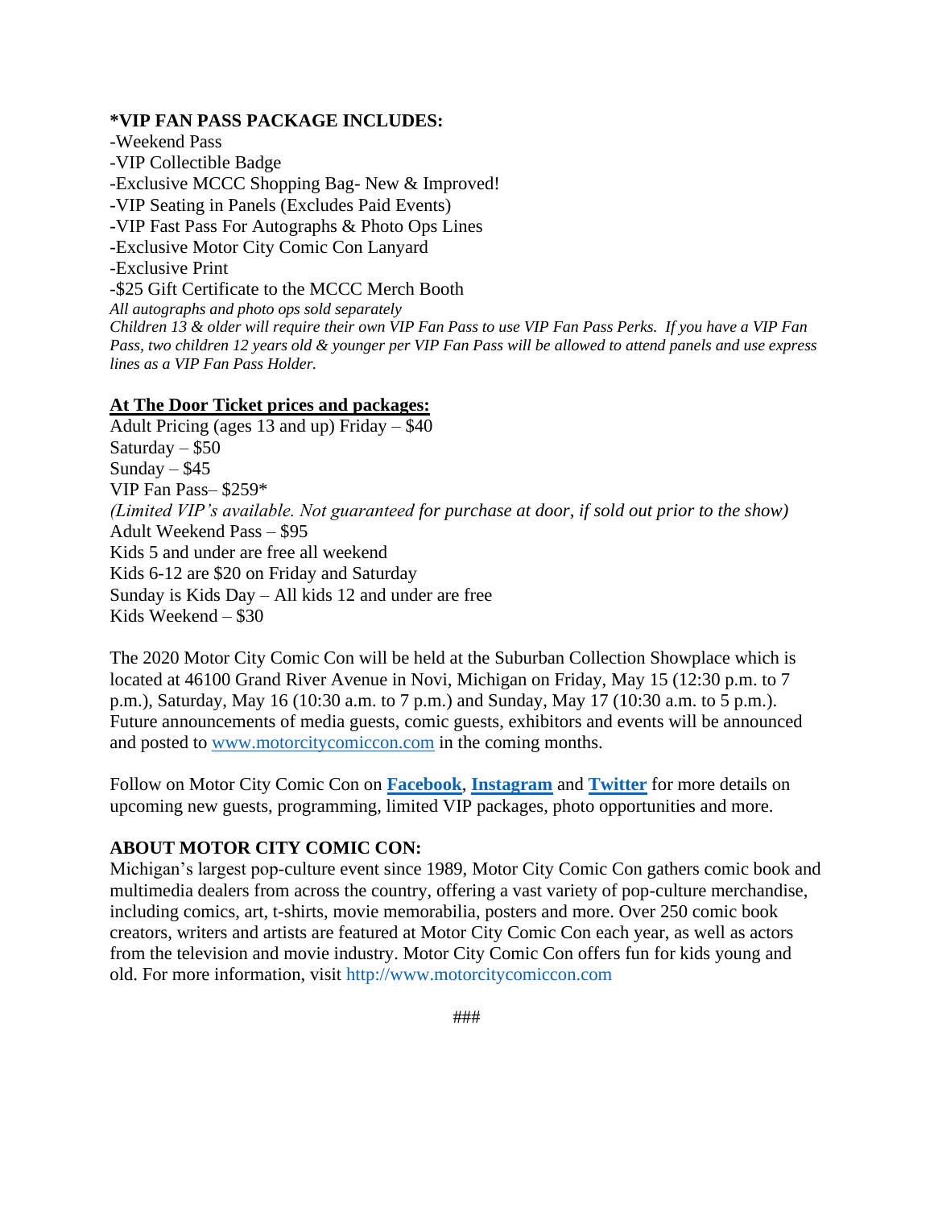**\*VIP FAN PASS PACKAGE INCLUDES:**

-Weekend Pass
-VIP Collectible Badge
-Exclusive MCCC Shopping Bag- New & Improved!
-VIP Seating in Panels (Excludes Paid Events)
-VIP Fast Pass For Autographs & Photo Ops Lines
-Exclusive Motor City Comic Con Lanyard
-Exclusive Print
-$25 Gift Certificate to the MCCC Merch Booth
*All autographs and photo ops sold separately*
*Children 13 & older will require their own VIP Fan Pass to use VIP Fan Pass Perks. If you have a VIP Fan Pass, two children 12 years old & younger per VIP Fan Pass will be allowed to attend panels and use express lines as a VIP Fan Pass Holder.*

**<u>At The Door Ticket prices and packages:</u>**

Adult Pricing (ages 13 and up) Friday – $40
Saturday – $50
Sunday – $45
VIP Fan Pass– $259*
*(Limited VIP's available. Not guaranteed for purchase at door, if sold out prior to the show)*
Adult Weekend Pass – $95
Kids 5 and under are free all weekend
Kids 6-12 are $20 on Friday and Saturday
Sunday is Kids Day – All kids 12 and under are free
Kids Weekend – $30

The 2020 Motor City Comic Con will be held at the Suburban Collection Showplace which is located at 46100 Grand River Avenue in Novi, Michigan on Friday, May 15 (12:30 p.m. to 7 p.m.), Saturday, May 16 (10:30 a.m. to 7 p.m.) and Sunday, May 17 (10:30 a.m. to 5 p.m.). Future announcements of media guests, comic guests, exhibitors and events will be announced and posted to www.motorcitycomiccon.com in the coming months.

Follow on Motor City Comic Con on **Facebook**, **Instagram** and **Twitter** for more details on upcoming new guests, programming, limited VIP packages, photo opportunities and more.

**ABOUT MOTOR CITY COMIC CON:**

Michigan's largest pop-culture event since 1989, Motor City Comic Con gathers comic book and multimedia dealers from across the country, offering a vast variety of pop-culture merchandise, including comics, art, t-shirts, movie memorabilia, posters and more. Over 250 comic book creators, writers and artists are featured at Motor City Comic Con each year, as well as actors from the television and movie industry. Motor City Comic Con offers fun for kids young and old. For more information, visit http://www.motorcitycomiccon.com

###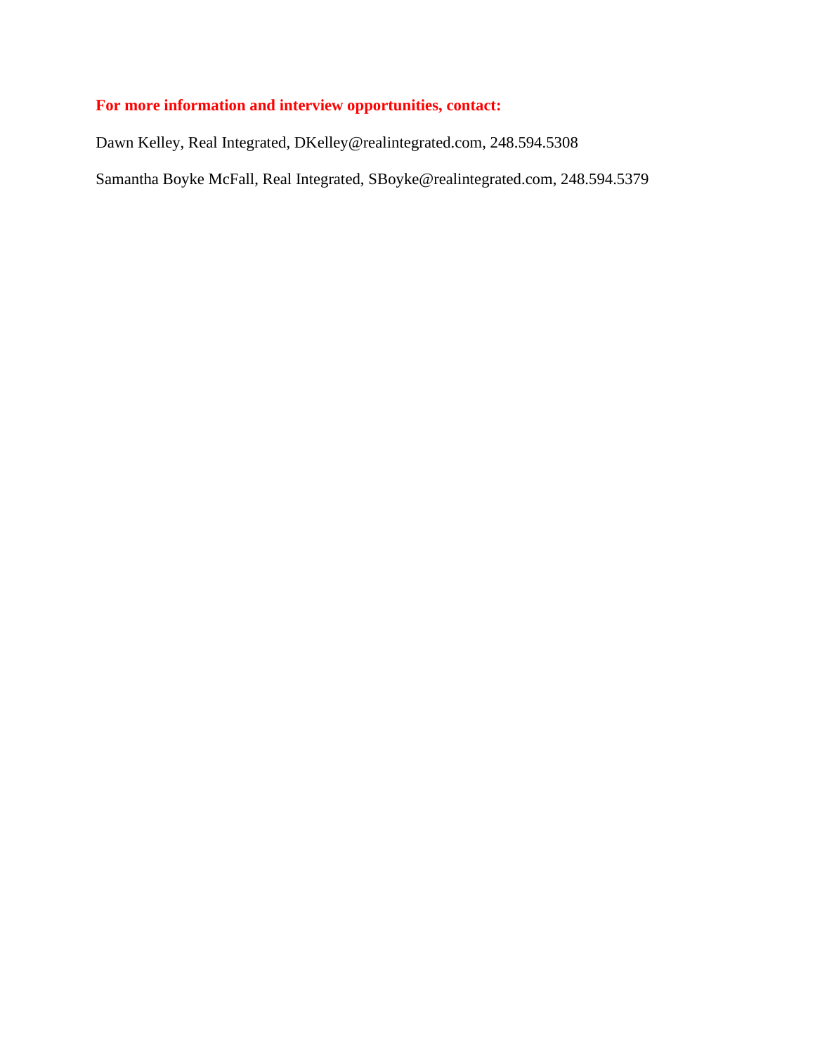**For more information and interview opportunities, contact:**

Dawn Kelley, Real Integrated, DKelley@realintegrated.com, 248.594.5308

Samantha Boyke McFall, Real Integrated, SBoyke@realintegrated.com, 248.594.5379